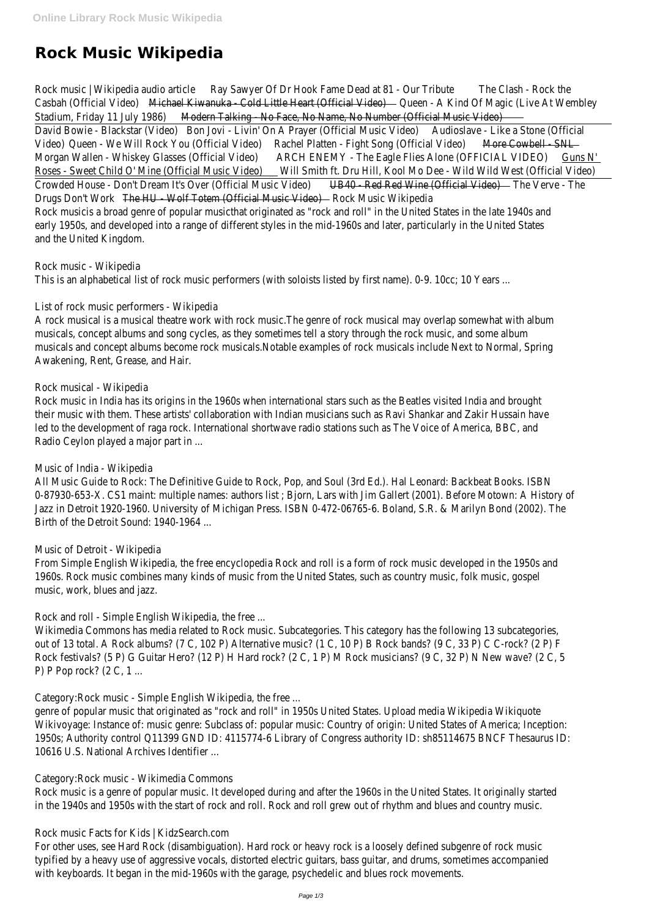# Rock Music Wikipedia

Rock music | Wikipedia audio article Ray Sawyer Of Dr Hook Fame Dead at 81 - Our Tribute The Clash - Rock the Casbah (Official Video) Michael Kiwanuka - Cold Little Heart (Official Video) Queen - A Kind Of Magic (Live At Wembley Stadium, Friday 11 July 1986) Modern Talking - No Face, No Name, No Number (Official Music Video)

David Bowie - Blackstar (Video) Bon Jovi - Livin' On A Prayer (Official Music Video) Audioslave - Like a Stone (Official Video) Queen - We Will Rock You (Official Video) Rachel Platten - Fight Song (Official Video) More Cowbell - SNL Morgan Wallen - Whiskey Glasses (Official Video) ARCH ENEMY - The Eagle Flies Alone (OFFICIAL VIDEO) Guns N' Roses - Sweet Child O' Mine (Official Music Video) Will Smith ft. Dru Hill, Kool Mo Dee - Wild Wild West (Official Video)

Crowded House - Don't Dream It's Over (Official Music Video) UB40 - Red Red Wine (Official Video) The Verve - The Drugs Don't Work The HU - Wolf Totem (Official Music Video) Rock Music Wikipedia

Rock musicis a broad genre of popular musicthat originated as "rock and roll" in the United States in the late 1940s and early 1950s, and developed into a range of different styles in the mid-1960s and later, particularly in the United States and the United Kingdom.

Rock music - Wikipedia

This is an alphabetical list of rock music performers (with soloists listed by first name). 0-9. 10cc; 10 Years ...

List of rock music performers - Wikipedia

A rock musical is a musical theatre work with rock music.The genre of rock musical may overlap somewhat with album musicals, concept albums and song cycles, as they sometimes tell a story through the rock music, and some album musicals and concept albums become rock musicals.Notable examples of rock musicals include Next to Normal, Spring Awakening, Rent, Grease, and Hair.

Rock musical - Wikipedia

Rock music in India has its origins in the 1960s when international stars such as the Beatles visited India and brought their music with them. These artists' collaboration with Indian musicians such as Ravi Shankar and Zakir Hussain have led to the development of raga rock. International shortwave radio stations such as The Voice of America, BBC, and Radio Ceylon played a major part in ...

Music of India - Wikipedia

All Music Guide to Rock: The Definitive Guide to Rock, Pop, and Soul (3rd Ed.). Hal Leonard: Backbeat Books. ISBN 0-87930-653-X. CS1 maint: multiple names: authors list ; Bjorn, Lars with Jim Gallert (2001). Before Motown: A History of Jazz in Detroit 1920-1960. University of Michigan Press. ISBN 0-472-06765-6. Boland, S.R. & Marilyn Bond (2002). The Birth of the Detroit Sound: 1940-1964 ...

Music of Detroit - Wikipedia

From Simple English Wikipedia, the free encyclopedia Rock and roll is a form of rock music developed in the 1950s and 1960s. Rock music combines many kinds of music from the United States, such as country music, folk music, gospel music, work, blues and jazz.

Rock and roll - Simple English Wikipedia, the free ...

Wikimedia Commons has media related to Rock music. Subcategories. This category has the following 13 subcategories, out of 13 total. A Rock albums? (7 C, 102 P) Alternative music? (1 C, 10 P) B Rock bands? (9 C, 33 P) C C-rock? (2 P) F Rock festivals? (5 P) G Guitar Hero? (12 P) H Hard rock? (2 C, 1 P) M Rock musicians? (9 C, 32 P) N New wave? (2 C, 5 P) P Pop rock? (2 C, 1 ...

Category:Rock music - Simple English Wikipedia, the free ...

genre of popular music that originated as "rock and roll" in 1950s United States. Upload media Wikipedia Wikiquote Wikivoyage: Instance of: music genre: Subclass of: popular music: Country of origin: United States of America; Inception: 1950s; Authority control Q11399 GND ID: 4115774-6 Library of Congress authority ID: sh85114675 BNCF Thesaurus ID: 10616 U.S. National Archives Identifier ...

Category:Rock music - Wikimedia Commons

Rock music is a genre of popular music. It developed during and after the 1960s in the United States. It originally started in the 1940s and 1950s with the start of rock and roll. Rock and roll grew out of rhythm and blues and country music.

Rock music Facts for Kids | KidzSearch.com

For other uses, see Hard Rock (disambiguation). Hard rock or heavy rock is a loosely defined subgenre of rock music typified by a heavy use of aggressive vocals, distorted electric guitars, bass guitar, and drums, sometimes accompanied with keyboards. It began in the mid-1960s with the garage, psychedelic and blues rock movements.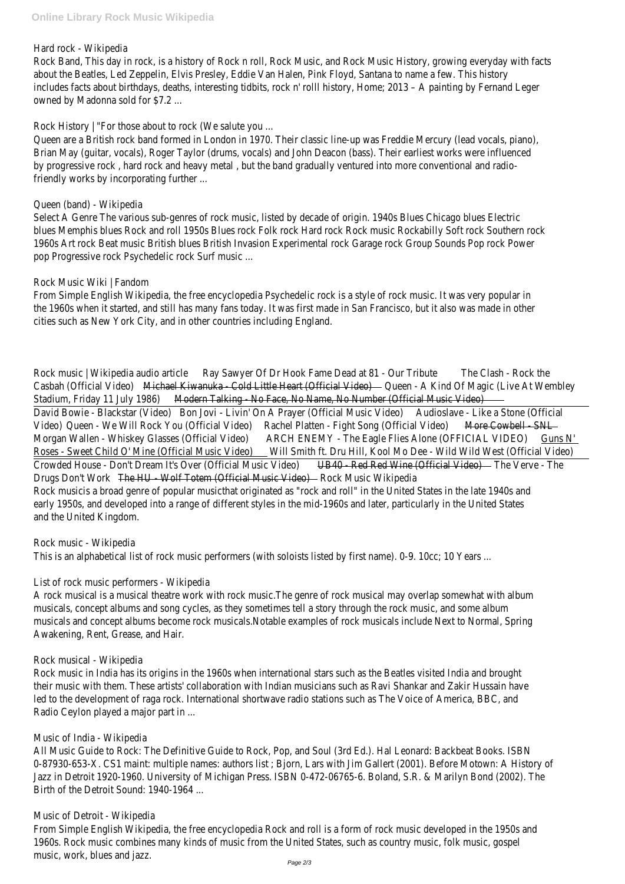Hard rock - Wikipedia

Rock Band, This day in rock, is a history of Rock n roll, Rock Music, and Rock Music History, growing everyday with facts about the Beatles, Led Zeppelin, Elvis Presley, Eddie Van Halen, Pink Floyd, Santana to name a few. This history includes facts about birthdays, deaths, interesting tidbits, rock n' rolll history, Home; 2013 – A painting by Fernand Leger owned by Madonna sold for $7.2 ...

Rock History | "For those about to rock (We salute you ...

Queen are a British rock band formed in London in 1970. Their classic line-up was Freddie Mercury (lead vocals, piano), Brian May (guitar, vocals), Roger Taylor (drums, vocals) and John Deacon (bass). Their earliest works were influenced by progressive rock , hard rock and heavy metal , but the band gradually ventured into more conventional and radio-friendly works by incorporating further ...

Queen (band) - Wikipedia

Select A Genre The various sub-genres of rock music, listed by decade of origin. 1940s Blues Chicago blues Electric blues Memphis blues Rock and roll 1950s Blues rock Folk rock Hard rock Rock music Rockabilly Soft rock Southern rock 1960s Art rock Beat music British blues British Invasion Experimental rock Garage rock Group Sounds Pop rock Power pop Progressive rock Psychedelic rock Surf music ...

Rock Music Wiki | Fandom

From Simple English Wikipedia, the free encyclopedia Psychedelic rock is a style of rock music. It was very popular in the 1960s when it started, and still has many fans today. It was first made in San Francisco, but it also was made in other cities such as New York City, and in other countries including England.

Rock music | Wikipedia audio article Ray Sawyer Of Dr Hook Fame Dead at 81 - Our Tribute The Clash - Rock the Casbah (Official Video) Michael Kiwanuka - Cold Little Heart (Official Video) Queen - A Kind Of Magic (Live At Wembley Stadium, Friday 11 July 1986) Modern Talking - No Face, No Name, No Number (Official Music Video)

David Bowie - Blackstar (Video) Bon Jovi - Livin' On A Prayer (Official Music Video) Audioslave - Like a Stone (Official Video) Queen - We Will Rock You (Official Video) Rachel Platten - Fight Song (Official Video) More Cowbell - SNL Morgan Wallen - Whiskey Glasses (Official Video) ARCH ENEMY - The Eagle Flies Alone (OFFICIAL VIDEO) Guns N' Roses - Sweet Child O' Mine (Official Music Video) Will Smith ft. Dru Hill, Kool Mo Dee - Wild Wild West (Official Video)

Crowded House - Don't Dream It's Over (Official Music Video) UB40 - Red Red Wine (Official Video) The Verve - The Drugs Don't Work The HU - Wolf Totem (Official Music Video) Rock Music Wikipedia

Rock musicis a broad genre of popular musicthat originated as "rock and roll" in the United States in the late 1940s and early 1950s, and developed into a range of different styles in the mid-1960s and later, particularly in the United States and the United Kingdom.

Rock music - Wikipedia

This is an alphabetical list of rock music performers (with soloists listed by first name). 0-9. 10cc; 10 Years ...

List of rock music performers - Wikipedia

A rock musical is a musical theatre work with rock music.The genre of rock musical may overlap somewhat with album musicals, concept albums and song cycles, as they sometimes tell a story through the rock music, and some album musicals and concept albums become rock musicals.Notable examples of rock musicals include Next to Normal, Spring Awakening, Rent, Grease, and Hair.

Rock musical - Wikipedia

Rock music in India has its origins in the 1960s when international stars such as the Beatles visited India and brought their music with them. These artists' collaboration with Indian musicians such as Ravi Shankar and Zakir Hussain have led to the development of raga rock. International shortwave radio stations such as The Voice of America, BBC, and Radio Ceylon played a major part in ...

Music of India - Wikipedia

All Music Guide to Rock: The Definitive Guide to Rock, Pop, and Soul (3rd Ed.). Hal Leonard: Backbeat Books. ISBN 0-87930-653-X. CS1 maint: multiple names: authors list ; Bjorn, Lars with Jim Gallert (2001). Before Motown: A History of Jazz in Detroit 1920-1960. University of Michigan Press. ISBN 0-472-06765-6. Boland, S.R. & Marilyn Bond (2002). The Birth of the Detroit Sound: 1940-1964 ...

Music of Detroit - Wikipedia

From Simple English Wikipedia, the free encyclopedia Rock and roll is a form of rock music developed in the 1950s and 1960s. Rock music combines many kinds of music from the United States, such as country music, folk music, gospel music, work, blues and jazz.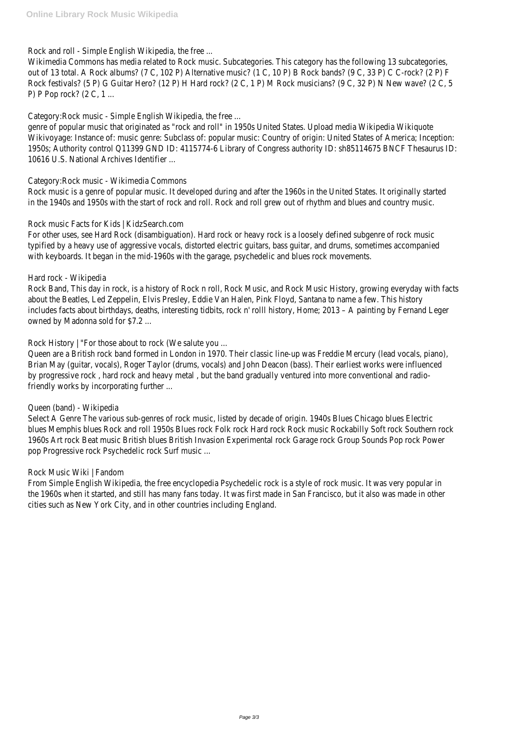Rock and roll - Simple English Wikipedia, the free ...

Wikimedia Commons has media related to Rock music. Subcategories. This category has the following 13 subcategories, out of 13 total. A Rock albums? (7 C, 102 P) Alternative music? (1 C, 10 P) B Rock bands? (9 C, 33 P) C C-rock? (2 P) F Rock festivals? (5 P) G Guitar Hero? (12 P) H Hard rock? (2 C, 1 P) M Rock musicians? (9 C, 32 P) N New wave? (2 C, 5 P) P Pop rock? (2 C, 1 ...

Category:Rock music - Simple English Wikipedia, the free ...

genre of popular music that originated as "rock and roll" in 1950s United States. Upload media Wikipedia Wikiquote Wikivoyage: Instance of: music genre: Subclass of: popular music: Country of origin: United States of America; Inception: 1950s; Authority control Q11399 GND ID: 4115774-6 Library of Congress authority ID: sh85114675 BNCF Thesaurus ID: 10616 U.S. National Archives Identifier ...

Category:Rock music - Wikimedia Commons

Rock music is a genre of popular music. It developed during and after the 1960s in the United States. It originally started in the 1940s and 1950s with the start of rock and roll. Rock and roll grew out of rhythm and blues and country music.

Rock music Facts for Kids | KidzSearch.com

For other uses, see Hard Rock (disambiguation). Hard rock or heavy rock is a loosely defined subgenre of rock music typified by a heavy use of aggressive vocals, distorted electric guitars, bass guitar, and drums, sometimes accompanied with keyboards. It began in the mid-1960s with the garage, psychedelic and blues rock movements.

Hard rock - Wikipedia

Rock Band, This day in rock, is a history of Rock n roll, Rock Music, and Rock Music History, growing everyday with facts about the Beatles, Led Zeppelin, Elvis Presley, Eddie Van Halen, Pink Floyd, Santana to name a few. This history includes facts about birthdays, deaths, interesting tidbits, rock n' rolll history, Home; 2013 – A painting by Fernand Leger owned by Madonna sold for $7.2 ...

Rock History | "For those about to rock (We salute you ...

Queen are a British rock band formed in London in 1970. Their classic line-up was Freddie Mercury (lead vocals, piano), Brian May (guitar, vocals), Roger Taylor (drums, vocals) and John Deacon (bass). Their earliest works were influenced by progressive rock , hard rock and heavy metal , but the band gradually ventured into more conventional and radio-friendly works by incorporating further ...

Queen (band) - Wikipedia

Select A Genre The various sub-genres of rock music, listed by decade of origin. 1940s Blues Chicago blues Electric blues Memphis blues Rock and roll 1950s Blues rock Folk rock Hard rock Rock music Rockabilly Soft rock Southern rock 1960s Art rock Beat music British blues British Invasion Experimental rock Garage rock Group Sounds Pop rock Power pop Progressive rock Psychedelic rock Surf music ...

Rock Music Wiki | Fandom

From Simple English Wikipedia, the free encyclopedia Psychedelic rock is a style of rock music. It was very popular in the 1960s when it started, and still has many fans today. It was first made in San Francisco, but it also was made in other cities such as New York City, and in other countries including England.